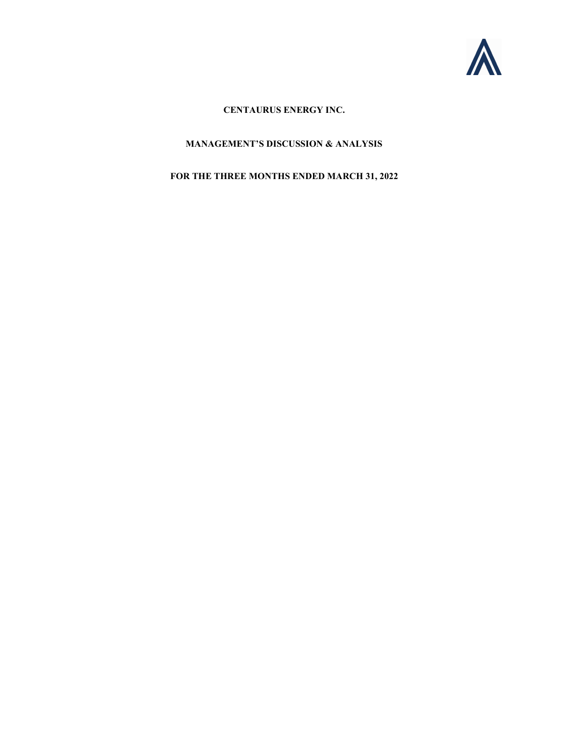**CENTAURUS ENERGY INC.**

**MANAGEMENT'S DISCUSSION & ANALYSIS**

**FOR THE THREE MONTHS ENDED MARCH 31, 2022**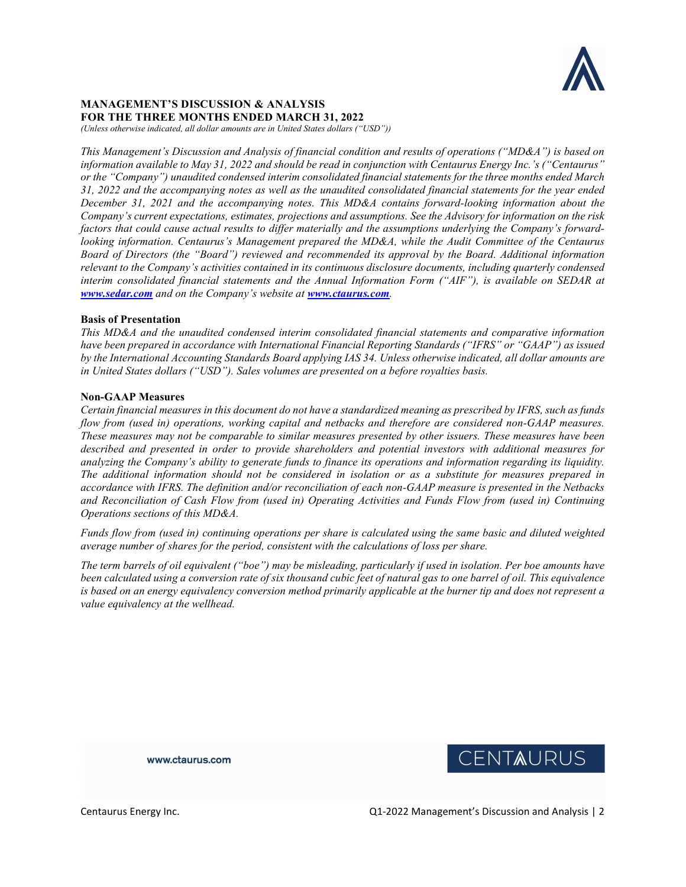# MANAGEMENT'S DISCUSSION & ANALYSIS
# FOR THE THREE MONTHS ENDED MARCH 31, 2022

*(Unless otherwise indicated, all dollar amounts are in United States dollars ("USD"))*

*This Management's Discussion and Analysis of financial condition and results of operations ("MD&A") is based on information available to May 31, 2022 and should be read in conjunction with Centaurus Energy Inc.'s ("Centaurus" or the "Company") unaudited condensed interim consolidated financial statements for the three months ended March 31, 2022 and the accompanying notes as well as the unaudited consolidated financial statements for the year ended December 31, 2021 and the accompanying notes. This MD&A contains forward-looking information about the Company's current expectations, estimates, projections and assumptions. See the Advisory for information on the risk factors that could cause actual results to differ materially and the assumptions underlying the Company's forward-looking information. Centaurus's Management prepared the MD&A, while the Audit Committee of the Centaurus Board of Directors (the "Board") reviewed and recommended its approval by the Board. Additional information relevant to the Company's activities contained in its continuous disclosure documents, including quarterly condensed interim consolidated financial statements and the Annual Information Form ("AIF"), is available on SEDAR at [www.sedar.com](http://www.sedar.com) and on the Company's website at [www.ctaurus.com](http://www.ctaurus.com).*

## Basis of Presentation

*This MD&A and the unaudited condensed interim consolidated financial statements and comparative information have been prepared in accordance with International Financial Reporting Standards ("IFRS" or "GAAP") as issued by the International Accounting Standards Board applying IAS 34. Unless otherwise indicated, all dollar amounts are in United States dollars ("USD"). Sales volumes are presented on a before royalties basis.*

## Non-GAAP Measures

*Certain financial measures in this document do not have a standardized meaning as prescribed by IFRS, such as funds flow from (used in) operations, working capital and netbacks and therefore are considered non-GAAP measures. These measures may not be comparable to similar measures presented by other issuers. These measures have been described and presented in order to provide shareholders and potential investors with additional measures for analyzing the Company's ability to generate funds to finance its operations and information regarding its liquidity. The additional information should not be considered in isolation or as a substitute for measures prepared in accordance with IFRS. The definition and/or reconciliation of each non-GAAP measure is presented in the Netbacks and Reconciliation of Cash Flow from (used in) Operating Activities and Funds Flow from (used in) Continuing Operations sections of this MD&A.*

*Funds flow from (used in) continuing operations per share is calculated using the same basic and diluted weighted average number of shares for the period, consistent with the calculations of loss per share.*

*The term barrels of oil equivalent ("boe") may be misleading, particularly if used in isolation. Per boe amounts have been calculated using a conversion rate of six thousand cubic feet of natural gas to one barrel of oil. This equivalence is based on an energy equivalency conversion method primarily applicable at the burner tip and does not represent a value equivalency at the wellhead.*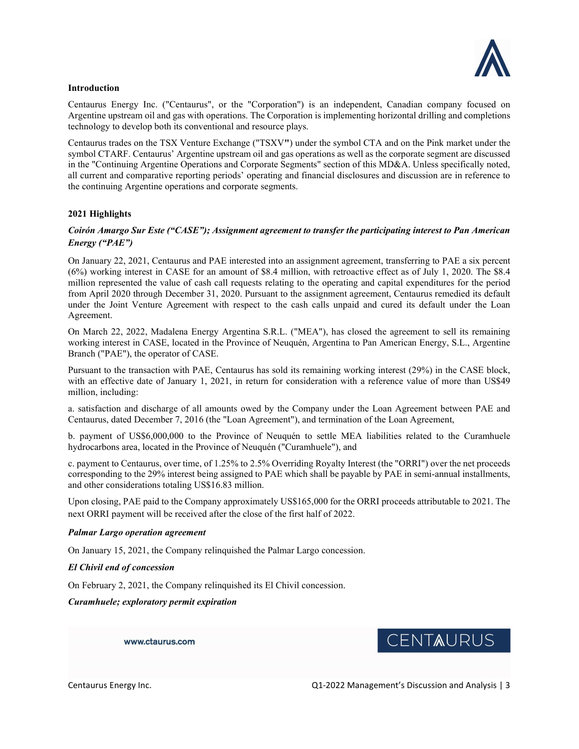## Introduction

Centaurus Energy Inc. ("Centaurus", or the "Corporation") is an independent, Canadian company focused on Argentine upstream oil and gas with operations. The Corporation is implementing horizontal drilling and completions technology to develop both its conventional and resource plays.

Centaurus trades on the TSX Venture Exchange ("TSXV") under the symbol CTA and on the Pink market under the symbol CTARF. Centaurus' Argentine upstream oil and gas operations as well as the corporate segment are discussed in the "Continuing Argentine Operations and Corporate Segments" section of this MD&A. Unless specifically noted, all current and comparative reporting periods' operating and financial disclosures and discussion are in reference to the continuing Argentine operations and corporate segments.

## 2021 Highlights

### *Coirón Amargo Sur Este ("CASE"); Assignment agreement to transfer the participating interest to Pan American Energy ("PAE")*

On January 22, 2021, Centaurus and PAE interested into an assignment agreement, transferring to PAE a six percent (6%) working interest in CASE for an amount of $8.4 million, with retroactive effect as of July 1, 2020. The $8.4 million represented the value of cash call requests relating to the operating and capital expenditures for the period from April 2020 through December 31, 2020. Pursuant to the assignment agreement, Centaurus remedied its default under the Joint Venture Agreement with respect to the cash calls unpaid and cured its default under the Loan Agreement.

On March 22, 2022, Madalena Energy Argentina S.R.L. ("MEA"), has closed the agreement to sell its remaining working interest in CASE, located in the Province of Neuquén, Argentina to Pan American Energy, S.L., Argentine Branch ("PAE"), the operator of CASE.

Pursuant to the transaction with PAE, Centaurus has sold its remaining working interest (29%) in the CASE block, with an effective date of January 1, 2021, in return for consideration with a reference value of more than US$49 million, including:

a. satisfaction and discharge of all amounts owed by the Company under the Loan Agreement between PAE and Centaurus, dated December 7, 2016 (the "Loan Agreement"), and termination of the Loan Agreement,

b. payment of US$6,000,000 to the Province of Neuquén to settle MEA liabilities related to the Curamhuele hydrocarbons area, located in the Province of Neuquén ("Curamhuele"), and

c. payment to Centaurus, over time, of 1.25% to 2.5% Overriding Royalty Interest (the "ORRI") over the net proceeds corresponding to the 29% interest being assigned to PAE which shall be payable by PAE in semi-annual installments, and other considerations totaling US$16.83 million.

Upon closing, PAE paid to the Company approximately US$165,000 for the ORRI proceeds attributable to 2021. The next ORRI payment will be received after the close of the first half of 2022.

### *Palmar Largo operation agreement*

On January 15, 2021, the Company relinquished the Palmar Largo concession.

### *El Chivil end of concession*

On February 2, 2021, the Company relinquished its El Chivil concession.

### *Curamhuele; exploratory permit expiration*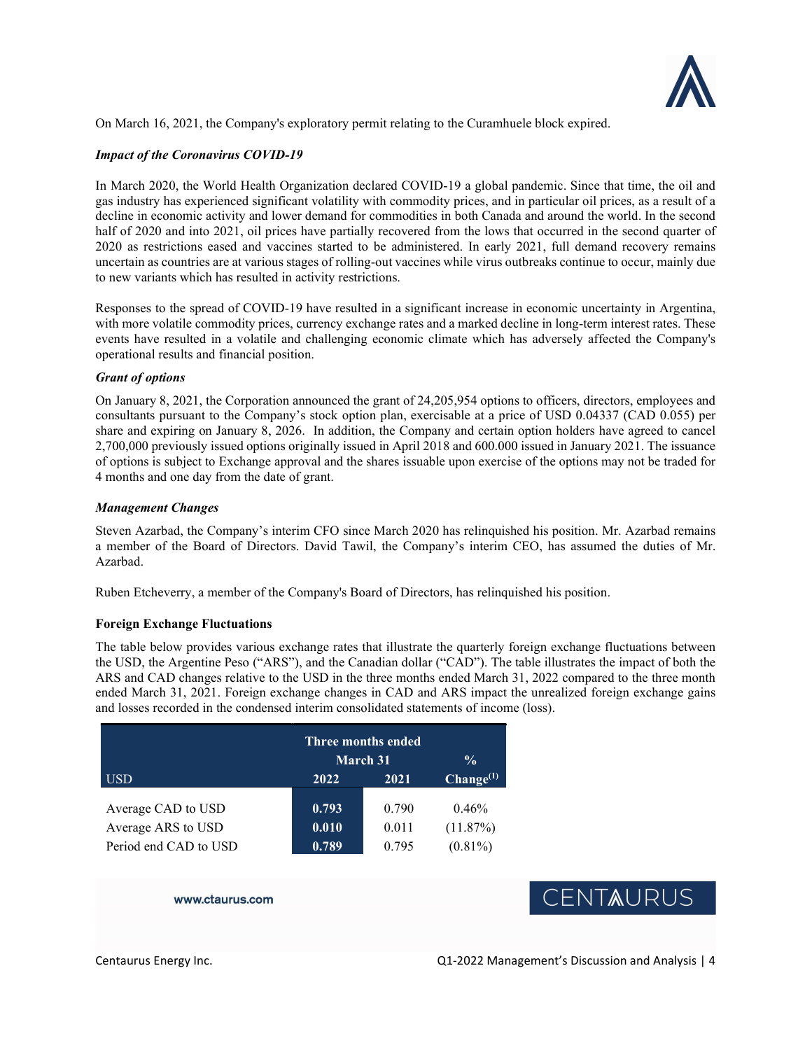On March 16, 2021, the Company's exploratory permit relating to the Curamhuele block expired.

***Impact of the Coronavirus COVID-19***

In March 2020, the World Health Organization declared COVID-19 a global pandemic. Since that time, the oil and gas industry has experienced significant volatility with commodity prices, and in particular oil prices, as a result of a decline in economic activity and lower demand for commodities in both Canada and around the world. In the second half of 2020 and into 2021, oil prices have partially recovered from the lows that occurred in the second quarter of 2020 as restrictions eased and vaccines started to be administered. In early 2021, full demand recovery remains uncertain as countries are at various stages of rolling-out vaccines while virus outbreaks continue to occur, mainly due to new variants which has resulted in activity restrictions.

Responses to the spread of COVID-19 have resulted in a significant increase in economic uncertainty in Argentina, with more volatile commodity prices, currency exchange rates and a marked decline in long-term interest rates. These events have resulted in a volatile and challenging economic climate which has adversely affected the Company's operational results and financial position.

***Grant of options***

On January 8, 2021, the Corporation announced the grant of 24,205,954 options to officers, directors, employees and consultants pursuant to the Company's stock option plan, exercisable at a price of USD 0.04337 (CAD 0.055) per share and expiring on January 8, 2026. In addition, the Company and certain option holders have agreed to cancel 2,700,000 previously issued options originally issued in April 2018 and 600.000 issued in January 2021. The issuance of options is subject to Exchange approval and the shares issuable upon exercise of the options may not be traded for 4 months and one day from the date of grant.

***Management Changes***

Steven Azarbad, the Company's interim CFO since March 2020 has relinquished his position. Mr. Azarbad remains a member of the Board of Directors. David Tawil, the Company's interim CEO, has assumed the duties of Mr. Azarbad.

Ruben Etcheverry, a member of the Company's Board of Directors, has relinquished his position.

**Foreign Exchange Fluctuations**

The table below provides various exchange rates that illustrate the quarterly foreign exchange fluctuations between the USD, the Argentine Peso ("ARS"), and the Canadian dollar ("CAD"). The table illustrates the impact of both the ARS and CAD changes relative to the USD in the three months ended March 31, 2022 compared to the three month ended March 31, 2021. Foreign exchange changes in CAD and ARS impact the unrealized foreign exchange gains and losses recorded in the condensed interim consolidated statements of income (loss).

| | Three months ended March 31 | | % |
|---|---|---|---|
| USD | 2022 | 2021 | Change[1] |
| Average CAD to USD | 0.793 | 0.790 | 0.46% |
| Average ARS to USD | 0.010 | 0.011 | (11.87%) |
| Period end CAD to USD | 0.789 | 0.795 | (0.81%) |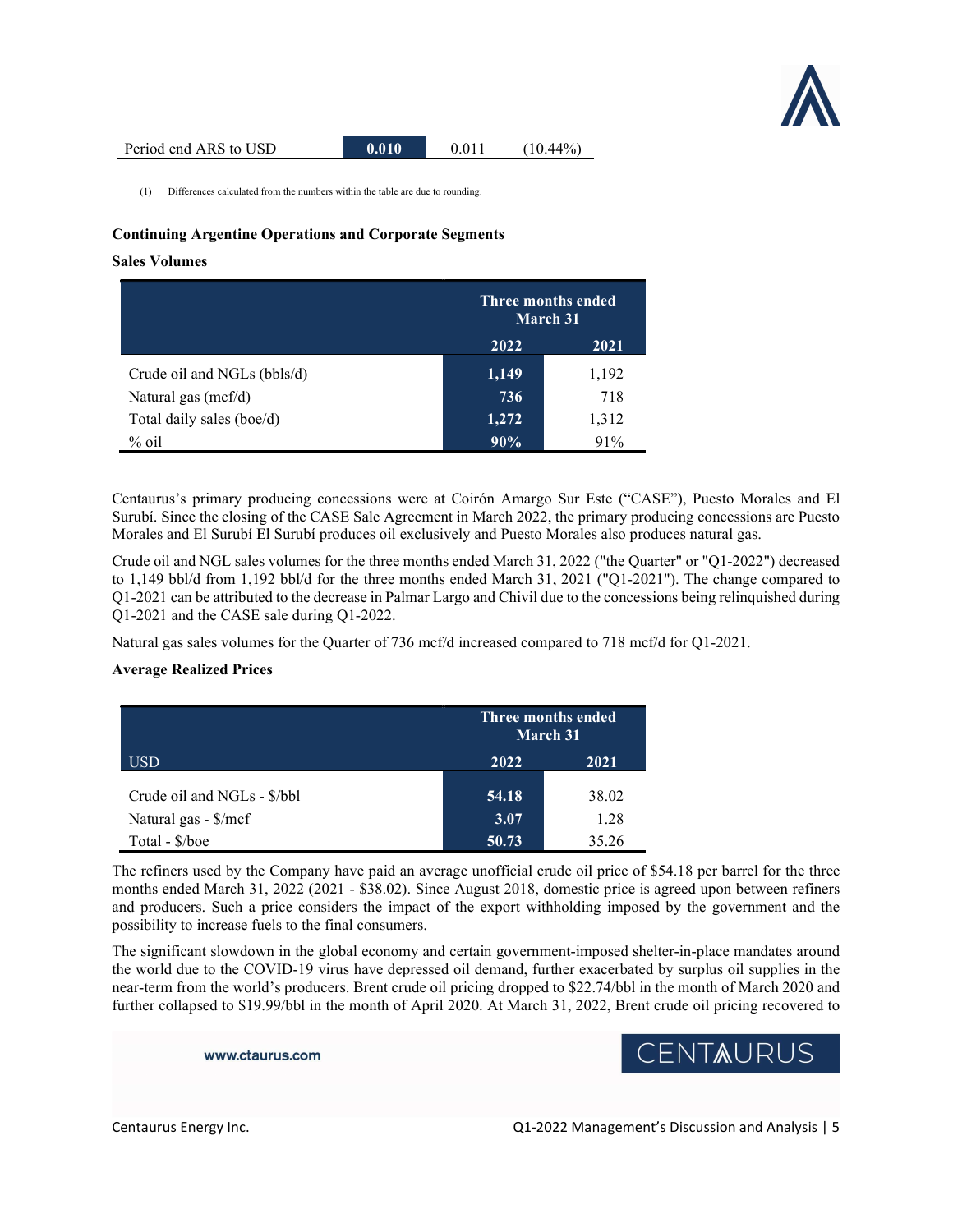| Period end ARS to USD | 0.010 | 0.011 | (10.44%) |
|---|---|---|---|

(1) Differences calculated from the numbers within the table are due to rounding.

**Continuing Argentine Operations and Corporate Segments**

**Sales Volumes**

| | Three months ended March 31 | |
|---|---|---|
| | 2022 | 2021 |
| Crude oil and NGLs (bbls/d) | 1,149 | 1,192 |
| Natural gas (mcf/d) | 736 | 718 |
| Total daily sales (boe/d) | 1,272 | 1,312 |
| % oil | 90% | 91% |

Centaurus's primary producing concessions were at Coirón Amargo Sur Este ("CASE"), Puesto Morales and El Surubí. Since the closing of the CASE Sale Agreement in March 2022, the primary producing concessions are Puesto Morales and El Surubí El Surubí produces oil exclusively and Puesto Morales also produces natural gas.

Crude oil and NGL sales volumes for the three months ended March 31, 2022 ("the Quarter" or "Q1-2022") decreased to 1,149 bbl/d from 1,192 bbl/d for the three months ended March 31, 2021 ("Q1-2021"). The change compared to Q1-2021 can be attributed to the decrease in Palmar Largo and Chivil due to the concessions being relinquished during Q1-2021 and the CASE sale during Q1-2022.

Natural gas sales volumes for the Quarter of 736 mcf/d increased compared to 718 mcf/d for Q1-2021.

**Average Realized Prices**

| | Three months ended March 31 | |
|---|---|---|
| USD | 2022 | 2021 |
| Crude oil and NGLs - $/bbl | 54.18 | 38.02 |
| Natural gas - $/mcf | 3.07 | 1.28 |
| Total - $/boe | 50.73 | 35.26 |

The refiners used by the Company have paid an average unofficial crude oil price of $54.18 per barrel for the three months ended March 31, 2022 (2021 - $38.02). Since August 2018, domestic price is agreed upon between refiners and producers. Such a price considers the impact of the export withholding imposed by the government and the possibility to increase fuels to the final consumers.

The significant slowdown in the global economy and certain government-imposed shelter-in-place mandates around the world due to the COVID-19 virus have depressed oil demand, further exacerbated by surplus oil supplies in the near-term from the world's producers. Brent crude oil pricing dropped to $22.74/bbl in the month of March 2020 and further collapsed to $19.99/bbl in the month of April 2020. At March 31, 2022, Brent crude oil pricing recovered to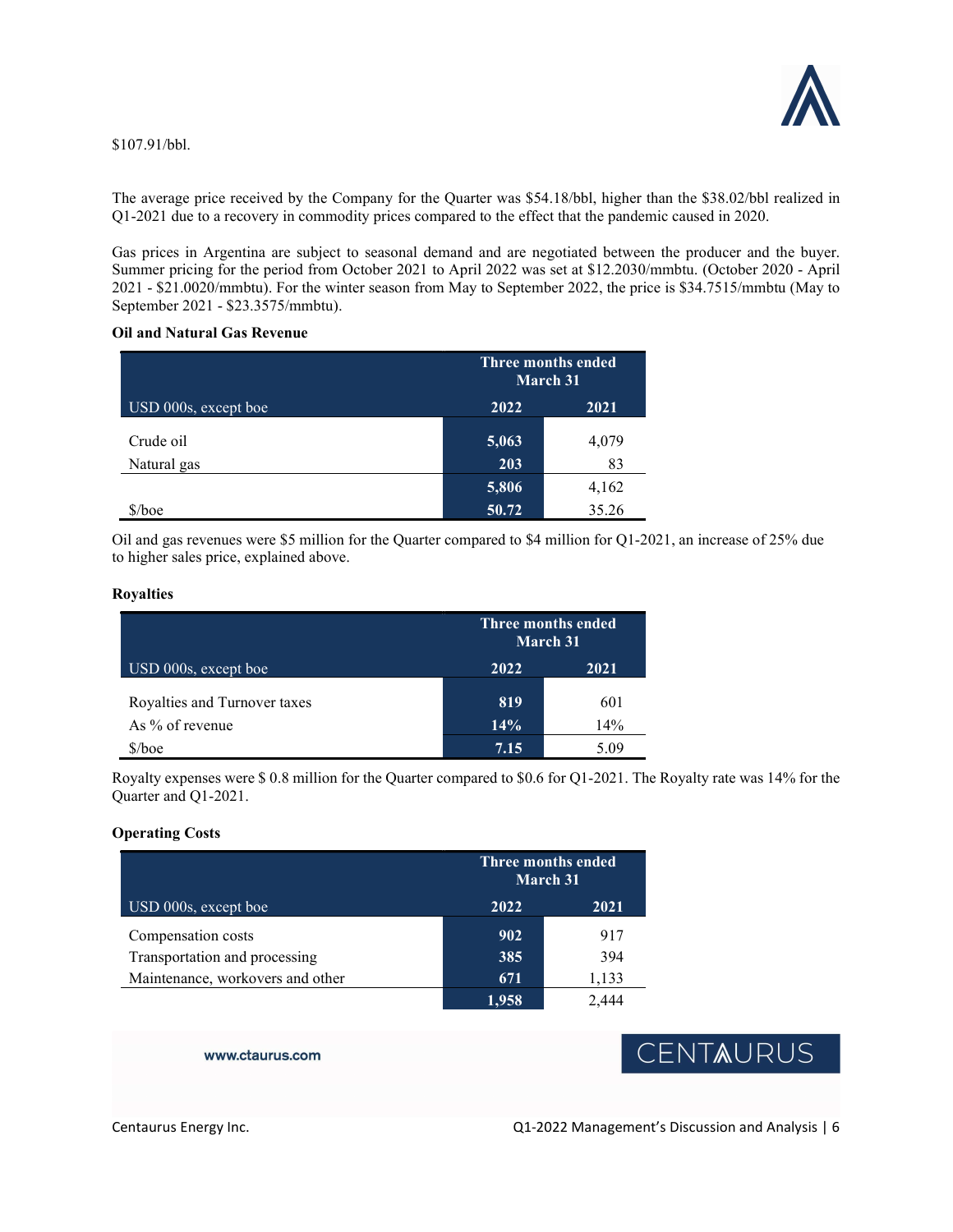$107.91/bbl.

The average price received by the Company for the Quarter was $54.18/bbl, higher than the $38.02/bbl realized in Q1-2021 due to a recovery in commodity prices compared to the effect that the pandemic caused in 2020.

Gas prices in Argentina are subject to seasonal demand and are negotiated between the producer and the buyer. Summer pricing for the period from October 2021 to April 2022 was set at $12.2030/mmbtu. (October 2020 - April 2021 - $21.0020/mmbtu). For the winter season from May to September 2022, the price is $34.7515/mmbtu (May to September 2021 - $23.3575/mmbtu).

**Oil and Natural Gas Revenue**

| | Three months ended March 31 | |
|---|---|---|
| USD 000s, except boe | 2022 | 2021 |
| Crude oil | **5,063** | 4,079 |
| Natural gas | **203** | 83 |
| | **5,806** | 4,162 |
| $/boe | **50.72** | 35.26 |

Oil and gas revenues were $5 million for the Quarter compared to $4 million for Q1-2021, an increase of 25% due to higher sales price, explained above.

**Royalties**

| | Three months ended March 31 | |
|---|---|---|
| USD 000s, except boe | 2022 | 2021 |
| Royalties and Turnover taxes | **819** | 601 |
| As % of revenue | **14%** | 14% |
| $/boe | **7.15** | 5.09 |

Royalty expenses were $ 0.8 million for the Quarter compared to $0.6 for Q1-2021. The Royalty rate was 14% for the Quarter and Q1-2021.

**Operating Costs**

| | Three months ended March 31 | |
|---|---|---|
| USD 000s, except boe | 2022 | 2021 |
| Compensation costs | **902** | 917 |
| Transportation and processing | **385** | 394 |
| Maintenance, workovers and other | **671** | 1,133 |
| | **1,958** | 2,444 |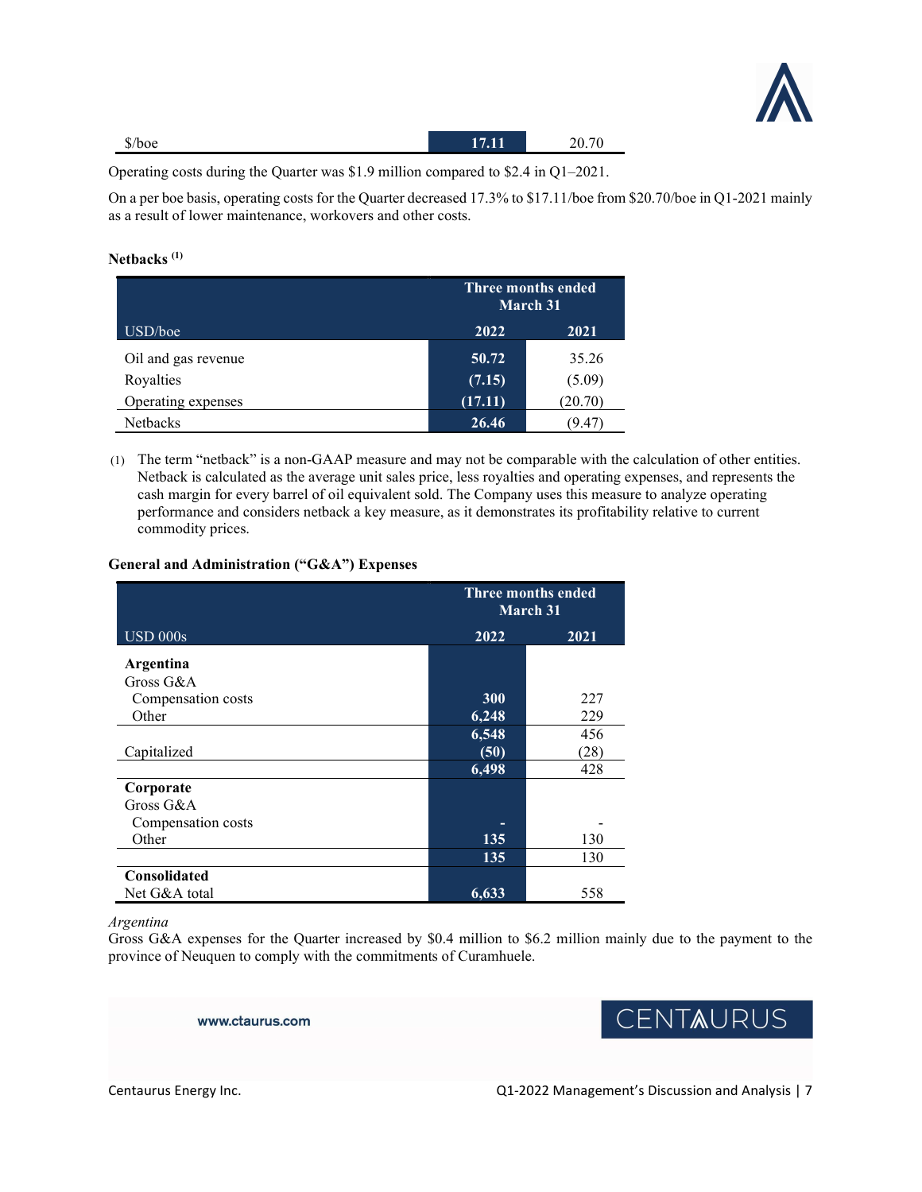| | | |
|---|---|---|
| $/boe | **17.11** | 20.70 |

Operating costs during the Quarter was $1.9 million compared to $2.4 in Q1–2021.

On a per boe basis, operating costs for the Quarter decreased 17.3% to $17.11/boe from $20.70/boe in Q1-2021 mainly as a result of lower maintenance, workovers and other costs.

**Netbacks [(1)]**

| | Three months ended March 31 | |
|---|---|---|
| USD/boe | 2022 | 2021 |
| Oil and gas revenue | **50.72** | 35.26 |
| Royalties | **(7.15)** | (5.09) |
| Operating expenses | **(17.11)** | (20.70) |
| Netbacks | **26.46** | (9.47) |

(1) The term "netback" is a non-GAAP measure and may not be comparable with the calculation of other entities. Netback is calculated as the average unit sales price, less royalties and operating expenses, and represents the cash margin for every barrel of oil equivalent sold. The Company uses this measure to analyze operating performance and considers netback a key measure, as it demonstrates its profitability relative to current commodity prices.

**General and Administration ("G&A") Expenses**

| | Three months ended March 31 | |
|---|---|---|
| USD 000s | 2022 | 2021 |
| **Argentina** | | |
| Gross G&A | | |
| Compensation costs | **300** | 227 |
| Other | **6,248** | 229 |
| | **6,548** | 456 |
| Capitalized | **(50)** | (28) |
| | **6,498** | 428 |
| **Corporate** | | |
| Gross G&A | | |
| Compensation costs | **-** | - |
| Other | **135** | 130 |
| | **135** | 130 |
| **Consolidated** | | |
| Net G&A total | **6,633** | 558 |

*Argentina*

Gross G&A expenses for the Quarter increased by $0.4 million to $6.2 million mainly due to the payment to the province of Neuquen to comply with the commitments of Curamhuele.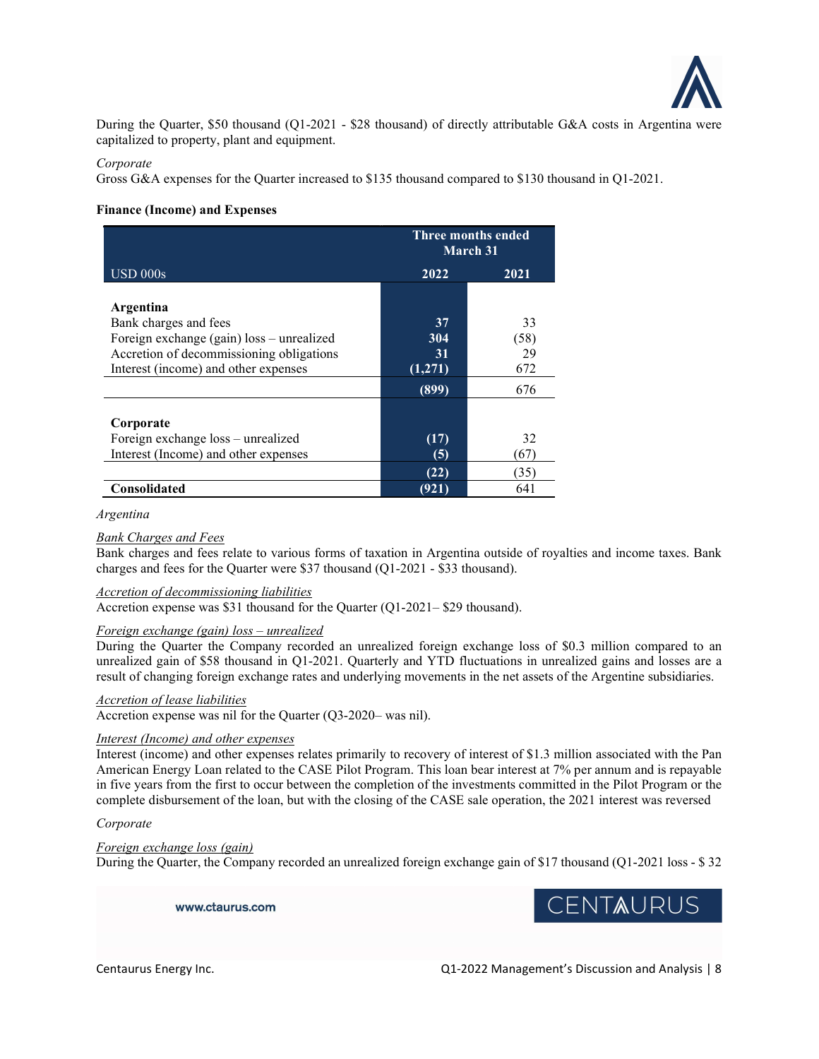During the Quarter, $50 thousand (Q1-2021 - $28 thousand) of directly attributable G&A costs in Argentina were capitalized to property, plant and equipment.

*Corporate*

Gross G&A expenses for the Quarter increased to $135 thousand compared to $130 thousand in Q1-2021.

**Finance (Income) and Expenses**

| | Three months ended March 31 | |
|---|---|---|
| USD 000s | 2022 | 2021 |
| **Argentina** | | |
| Bank charges and fees | **37** | 33 |
| Foreign exchange (gain) loss – unrealized | **304** | (58) |
| Accretion of decommissioning obligations | **31** | 29 |
| Interest (income) and other expenses | **(1,271)** | 672 |
| | **(899)** | 676 |
| **Corporate** | | |
| Foreign exchange loss – unrealized | **(17)** | 32 |
| Interest (Income) and other expenses | **(5)** | (67) |
| | **(22)** | (35) |
| **Consolidated** | **(921)** | 641 |

*Argentina*

*Bank Charges and Fees*

Bank charges and fees relate to various forms of taxation in Argentina outside of royalties and income taxes. Bank charges and fees for the Quarter were $37 thousand (Q1-2021 - $33 thousand).

*Accretion of decommissioning liabilities*

Accretion expense was $31 thousand for the Quarter (Q1-2021– $29 thousand).

*Foreign exchange (gain) loss – unrealized*

During the Quarter the Company recorded an unrealized foreign exchange loss of $0.3 million compared to an unrealized gain of $58 thousand in Q1-2021. Quarterly and YTD fluctuations in unrealized gains and losses are a result of changing foreign exchange rates and underlying movements in the net assets of the Argentine subsidiaries.

*Accretion of lease liabilities*

Accretion expense was nil for the Quarter (Q3-2020– was nil).

*Interest (Income) and other expenses*

Interest (income) and other expenses relates primarily to recovery of interest of $1.3 million associated with the Pan American Energy Loan related to the CASE Pilot Program. This loan bear interest at 7% per annum and is repayable in five years from the first to occur between the completion of the investments committed in the Pilot Program or the complete disbursement of the loan, but with the closing of the CASE sale operation, the 2021 interest was reversed

*Corporate*

*Foreign exchange loss (gain)*

During the Quarter, the Company recorded an unrealized foreign exchange gain of $17 thousand (Q1-2021 loss - $ 32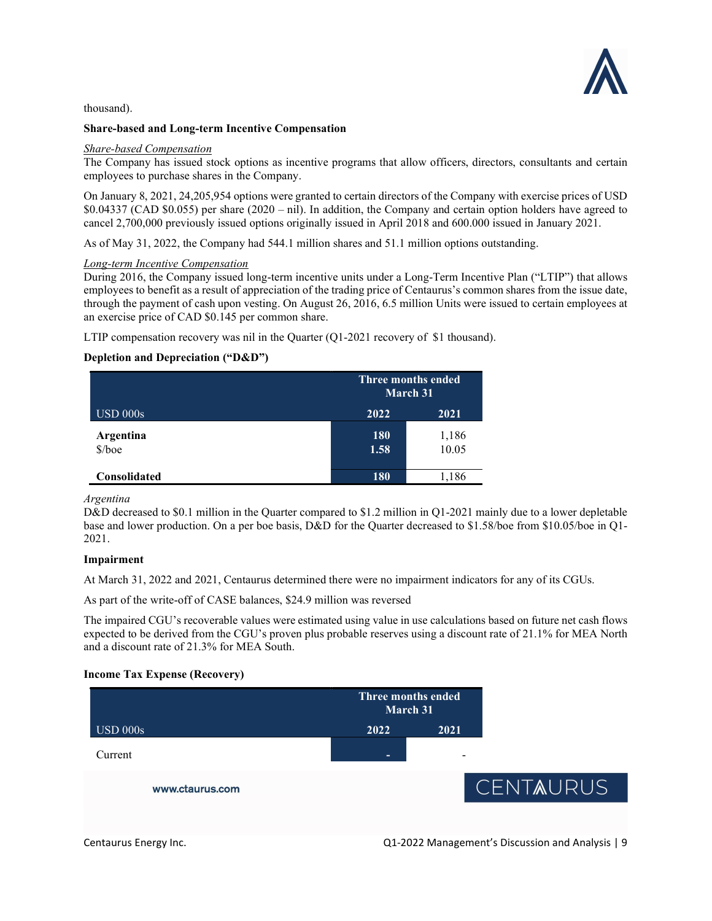thousand).

**Share-based and Long-term Incentive Compensation**

*Share-based Compensation*

The Company has issued stock options as incentive programs that allow officers, directors, consultants and certain employees to purchase shares in the Company.

On January 8, 2021, 24,205,954 options were granted to certain directors of the Company with exercise prices of USD $0.04337 (CAD $0.055) per share (2020 – nil). In addition, the Company and certain option holders have agreed to cancel 2,700,000 previously issued options originally issued in April 2018 and 600.000 issued in January 2021.

As of May 31, 2022, the Company had 544.1 million shares and 51.1 million options outstanding.

*Long-term Incentive Compensation*

During 2016, the Company issued long-term incentive units under a Long-Term Incentive Plan ("LTIP") that allows employees to benefit as a result of appreciation of the trading price of Centaurus's common shares from the issue date, through the payment of cash upon vesting. On August 26, 2016, 6.5 million Units were issued to certain employees at an exercise price of CAD $0.145 per common share.

LTIP compensation recovery was nil in the Quarter (Q1-2021 recovery of $1 thousand).

**Depletion and Depreciation ("D&D")**

| | Three months ended March 31 | |
|---|---|---|
| USD 000s | 2022 | 2021 |
| **Argentina** | 180 | 1,186 |
| $/boe | 1.58 | 10.05 |
| **Consolidated** | 180 | 1,186 |

*Argentina*

D&D decreased to $0.1 million in the Quarter compared to $1.2 million in Q1-2021 mainly due to a lower depletable base and lower production. On a per boe basis, D&D for the Quarter decreased to $1.58/boe from $10.05/boe in Q1-2021.

**Impairment**

At March 31, 2022 and 2021, Centaurus determined there were no impairment indicators for any of its CGUs.

As part of the write-off of CASE balances, $24.9 million was reversed

The impaired CGU's recoverable values were estimated using value in use calculations based on future net cash flows expected to be derived from the CGU's proven plus probable reserves using a discount rate of 21.1% for MEA North and a discount rate of 21.3% for MEA South.

**Income Tax Expense (Recovery)**

| | Three months ended March 31 | |
|---|---|---|
| USD 000s | 2022 | 2021 |
| Current | - | - |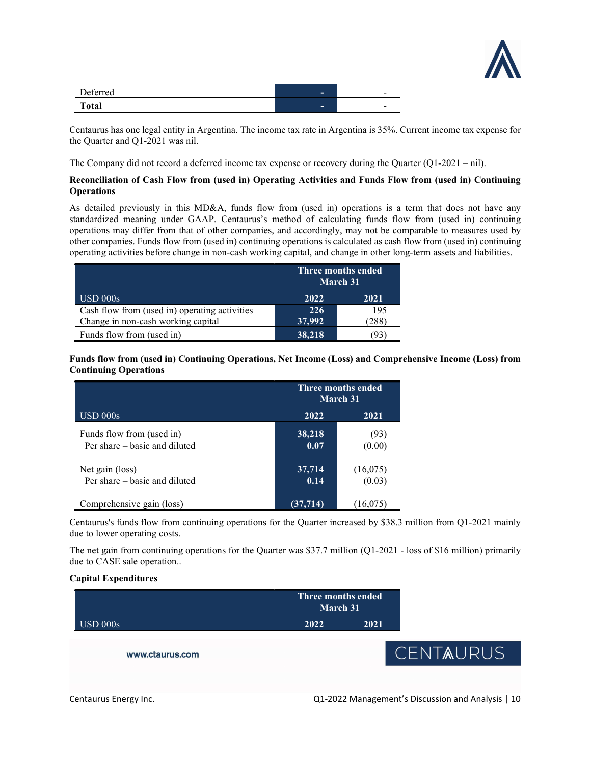| | | |
|---|---|---|
| Deferred | - | - |
| **Total** | **-** | - |

Centaurus has one legal entity in Argentina. The income tax rate in Argentina is 35%. Current income tax expense for the Quarter and Q1-2021 was nil.

The Company did not record a deferred income tax expense or recovery during the Quarter (Q1-2021 – nil).

**Reconciliation of Cash Flow from (used in) Operating Activities and Funds Flow from (used in) Continuing Operations**

As detailed previously in this MD&A, funds flow from (used in) operations is a term that does not have any standardized meaning under GAAP. Centaurus's method of calculating funds flow from (used in) continuing operations may differ from that of other companies, and accordingly, may not be comparable to measures used by other companies. Funds flow from (used in) continuing operations is calculated as cash flow from (used in) continuing operating activities before change in non-cash working capital, and change in other long-term assets and liabilities.

| | Three months ended March 31 | |
|---|---|---|
| USD 000s | 2022 | 2021 |
| Cash flow from (used in) operating activities | 226 | 195 |
| Change in non-cash working capital | 37,992 | (288) |
| Funds flow from (used in) | 38,218 | (93) |

**Funds flow from (used in) Continuing Operations, Net Income (Loss) and Comprehensive Income (Loss) from Continuing Operations**

| | Three months ended March 31 | |
|---|---|---|
| USD 000s | 2022 | 2021 |
| Funds flow from (used in) | 38,218 | (93) |
| Per share – basic and diluted | 0.07 | (0.00) |
| Net gain (loss) | 37,714 | (16,075) |
| Per share – basic and diluted | 0.14 | (0.03) |
| Comprehensive gain (loss) | (37,714) | (16,075) |

Centaurus's funds flow from continuing operations for the Quarter increased by $38.3 million from Q1-2021 mainly due to lower operating costs.

The net gain from continuing operations for the Quarter was $37.7 million (Q1-2021 - loss of $16 million) primarily due to CASE sale operation..

**Capital Expenditures**

| | Three months ended March 31 | |
|---|---|---|
| USD 000s | 2022 | 2021 |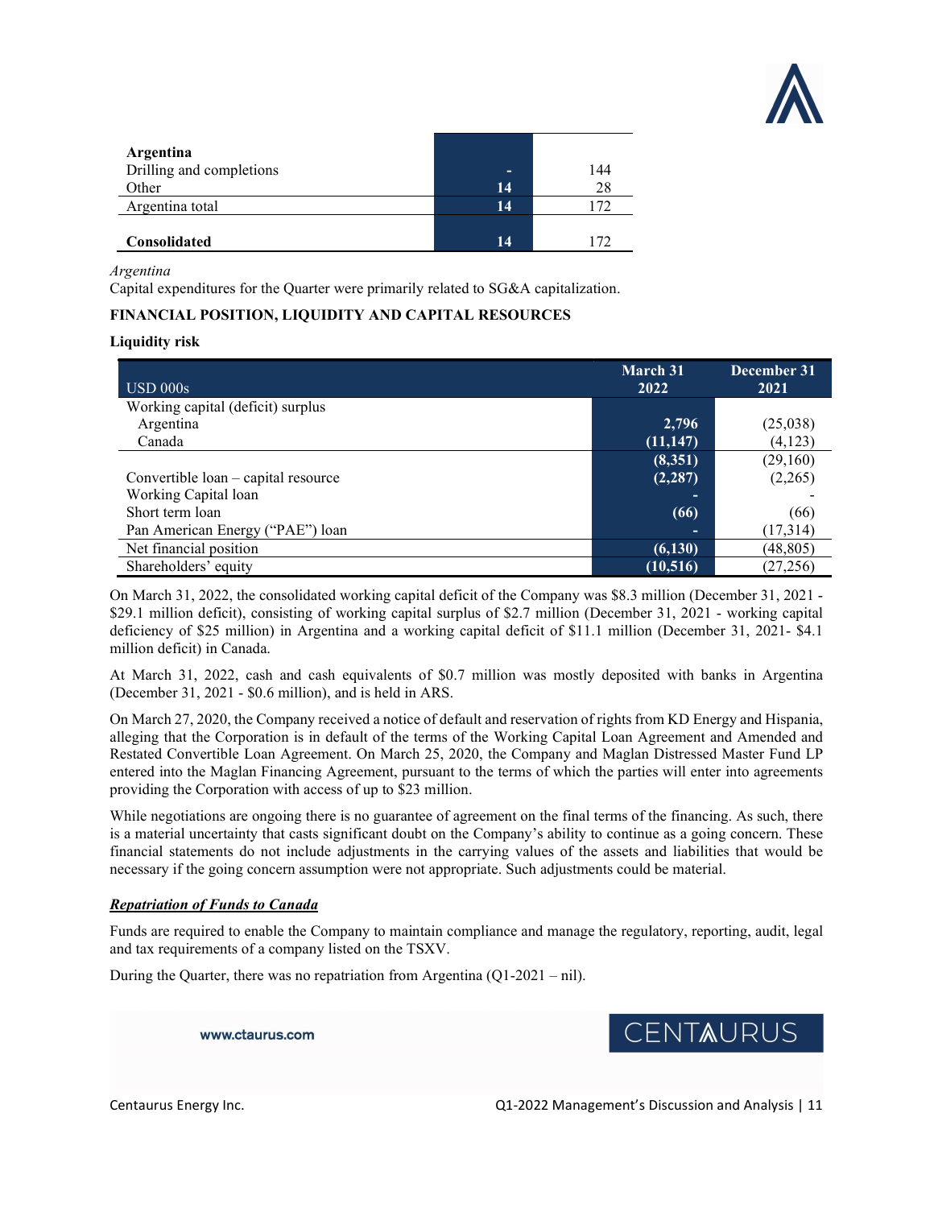| | | |
|---|---|---|
| **Argentina** | | |
| Drilling and completions | **-** | 144 |
| Other | **14** | 28 |
| Argentina total | **14** | 172 |
| | | |
| **Consolidated** | **14** | 172 |

*Argentina*

Capital expenditures for the Quarter were primarily related to SG&A capitalization.

**FINANCIAL POSITION, LIQUIDITY AND CAPITAL RESOURCES**

**Liquidity risk**

| USD 000s | March 31 2022 | December 31 2021 |
|---|---|---|
| Working capital (deficit) surplus | | |
| Argentina | **2,796** | (25,038) |
| Canada | **(11,147)** | (4,123) |
| | **(8,351)** | (29,160) |
| Convertible loan – capital resource | **(2,287)** | (2,265) |
| Working Capital loan | **-** | - |
| Short term loan | **(66)** | (66) |
| Pan American Energy ("PAE") loan | **-** | (17,314) |
| Net financial position | **(6,130)** | (48,805) |
| Shareholders' equity | **(10,516)** | (27,256) |

On March 31, 2022, the consolidated working capital deficit of the Company was $8.3 million (December 31, 2021 - $29.1 million deficit), consisting of working capital surplus of $2.7 million (December 31, 2021 - working capital deficiency of $25 million) in Argentina and a working capital deficit of $11.1 million (December 31, 2021- $4.1 million deficit) in Canada.

At March 31, 2022, cash and cash equivalents of $0.7 million was mostly deposited with banks in Argentina (December 31, 2021 - $0.6 million), and is held in ARS.

On March 27, 2020, the Company received a notice of default and reservation of rights from KD Energy and Hispania, alleging that the Corporation is in default of the terms of the Working Capital Loan Agreement and Amended and Restated Convertible Loan Agreement. On March 25, 2020, the Company and Maglan Distressed Master Fund LP entered into the Maglan Financing Agreement, pursuant to the terms of which the parties will enter into agreements providing the Corporation with access of up to $23 million.

While negotiations are ongoing there is no guarantee of agreement on the final terms of the financing. As such, there is a material uncertainty that casts significant doubt on the Company's ability to continue as a going concern. These financial statements do not include adjustments in the carrying values of the assets and liabilities that would be necessary if the going concern assumption were not appropriate. Such adjustments could be material.

***Repatriation of Funds to Canada***

Funds are required to enable the Company to maintain compliance and manage the regulatory, reporting, audit, legal and tax requirements of a company listed on the TSXV.

During the Quarter, there was no repatriation from Argentina (Q1-2021 – nil).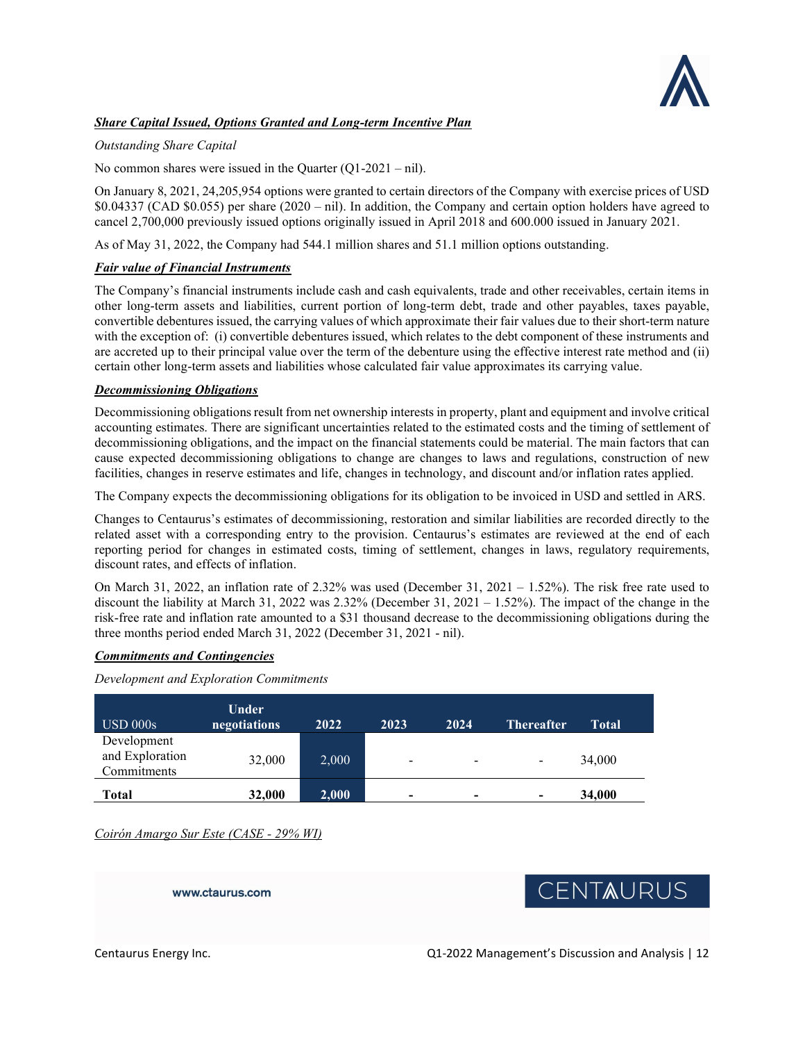***Share Capital Issued, Options Granted and Long-term Incentive Plan***

*Outstanding Share Capital*

No common shares were issued in the Quarter (Q1-2021 – nil).

On January 8, 2021, 24,205,954 options were granted to certain directors of the Company with exercise prices of USD \$0.04337 (CAD \$0.055) per share (2020 – nil). In addition, the Company and certain option holders have agreed to cancel 2,700,000 previously issued options originally issued in April 2018 and 600.000 issued in January 2021.

As of May 31, 2022, the Company had 544.1 million shares and 51.1 million options outstanding.

***Fair value of Financial Instruments***

The Company's financial instruments include cash and cash equivalents, trade and other receivables, certain items in other long-term assets and liabilities, current portion of long-term debt, trade and other payables, taxes payable, convertible debentures issued, the carrying values of which approximate their fair values due to their short-term nature with the exception of: (i) convertible debentures issued, which relates to the debt component of these instruments and are accreted up to their principal value over the term of the debenture using the effective interest rate method and (ii) certain other long-term assets and liabilities whose calculated fair value approximates its carrying value.

***Decommissioning Obligations***

Decommissioning obligations result from net ownership interests in property, plant and equipment and involve critical accounting estimates. There are significant uncertainties related to the estimated costs and the timing of settlement of decommissioning obligations, and the impact on the financial statements could be material. The main factors that can cause expected decommissioning obligations to change are changes to laws and regulations, construction of new facilities, changes in reserve estimates and life, changes in technology, and discount and/or inflation rates applied.

The Company expects the decommissioning obligations for its obligation to be invoiced in USD and settled in ARS.

Changes to Centaurus's estimates of decommissioning, restoration and similar liabilities are recorded directly to the related asset with a corresponding entry to the provision. Centaurus's estimates are reviewed at the end of each reporting period for changes in estimated costs, timing of settlement, changes in laws, regulatory requirements, discount rates, and effects of inflation.

On March 31, 2022, an inflation rate of 2.32% was used (December 31, 2021 – 1.52%). The risk free rate used to discount the liability at March 31, 2022 was 2.32% (December 31, 2021 – 1.52%). The impact of the change in the risk-free rate and inflation rate amounted to a \$31 thousand decrease to the decommissioning obligations during the three months period ended March 31, 2022 (December 31, 2021 - nil).

***Commitments and Contingencies***

*Development and Exploration Commitments*

| USD 000s | Under negotiations | 2022 | 2023 | 2024 | Thereafter | Total |
|---|---|---|---|---|---|---|
| Development and Exploration Commitments | 32,000 | 2,000 | - | - | - | 34,000 |
| **Total** | **32,000** | **2,000** | **-** | **-** | **-** | **34,000** |

*Coirón Amargo Sur Este (CASE - 29% WI)*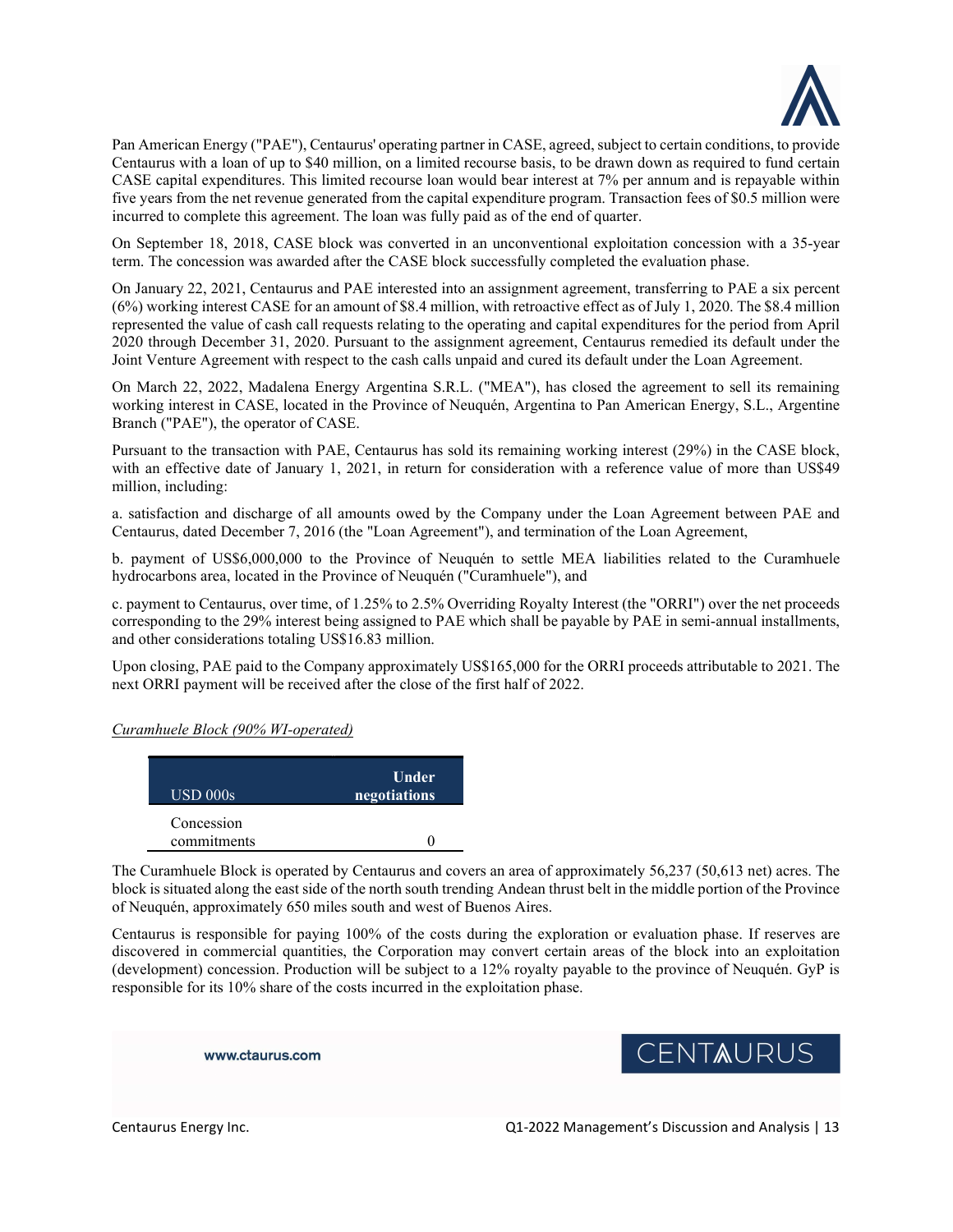Pan American Energy ("PAE"), Centaurus' operating partner in CASE, agreed, subject to certain conditions, to provide Centaurus with a loan of up to $40 million, on a limited recourse basis, to be drawn down as required to fund certain CASE capital expenditures. This limited recourse loan would bear interest at 7% per annum and is repayable within five years from the net revenue generated from the capital expenditure program. Transaction fees of $0.5 million were incurred to complete this agreement. The loan was fully paid as of the end of quarter.

On September 18, 2018, CASE block was converted in an unconventional exploitation concession with a 35-year term. The concession was awarded after the CASE block successfully completed the evaluation phase.

On January 22, 2021, Centaurus and PAE interested into an assignment agreement, transferring to PAE a six percent (6%) working interest CASE for an amount of $8.4 million, with retroactive effect as of July 1, 2020. The $8.4 million represented the value of cash call requests relating to the operating and capital expenditures for the period from April 2020 through December 31, 2020. Pursuant to the assignment agreement, Centaurus remedied its default under the Joint Venture Agreement with respect to the cash calls unpaid and cured its default under the Loan Agreement.

On March 22, 2022, Madalena Energy Argentina S.R.L. ("MEA"), has closed the agreement to sell its remaining working interest in CASE, located in the Province of Neuquén, Argentina to Pan American Energy, S.L., Argentine Branch ("PAE"), the operator of CASE.

Pursuant to the transaction with PAE, Centaurus has sold its remaining working interest (29%) in the CASE block, with an effective date of January 1, 2021, in return for consideration with a reference value of more than US$49 million, including:

a. satisfaction and discharge of all amounts owed by the Company under the Loan Agreement between PAE and Centaurus, dated December 7, 2016 (the "Loan Agreement"), and termination of the Loan Agreement,

b. payment of US$6,000,000 to the Province of Neuquén to settle MEA liabilities related to the Curamhuele hydrocarbons area, located in the Province of Neuquén ("Curamhuele"), and

c. payment to Centaurus, over time, of 1.25% to 2.5% Overriding Royalty Interest (the "ORRI") over the net proceeds corresponding to the 29% interest being assigned to PAE which shall be payable by PAE in semi-annual installments, and other considerations totaling US$16.83 million.

Upon closing, PAE paid to the Company approximately US$165,000 for the ORRI proceeds attributable to 2021. The next ORRI payment will be received after the close of the first half of 2022.

*Curamhuele Block (90% WI-operated)*

| USD 000s | Under negotiations |
|---|---|
| Concession commitments | 0 |

The Curamhuele Block is operated by Centaurus and covers an area of approximately 56,237 (50,613 net) acres. The block is situated along the east side of the north south trending Andean thrust belt in the middle portion of the Province of Neuquén, approximately 650 miles south and west of Buenos Aires.

Centaurus is responsible for paying 100% of the costs during the exploration or evaluation phase. If reserves are discovered in commercial quantities, the Corporation may convert certain areas of the block into an exploitation (development) concession. Production will be subject to a 12% royalty payable to the province of Neuquén. GyP is responsible for its 10% share of the costs incurred in the exploitation phase.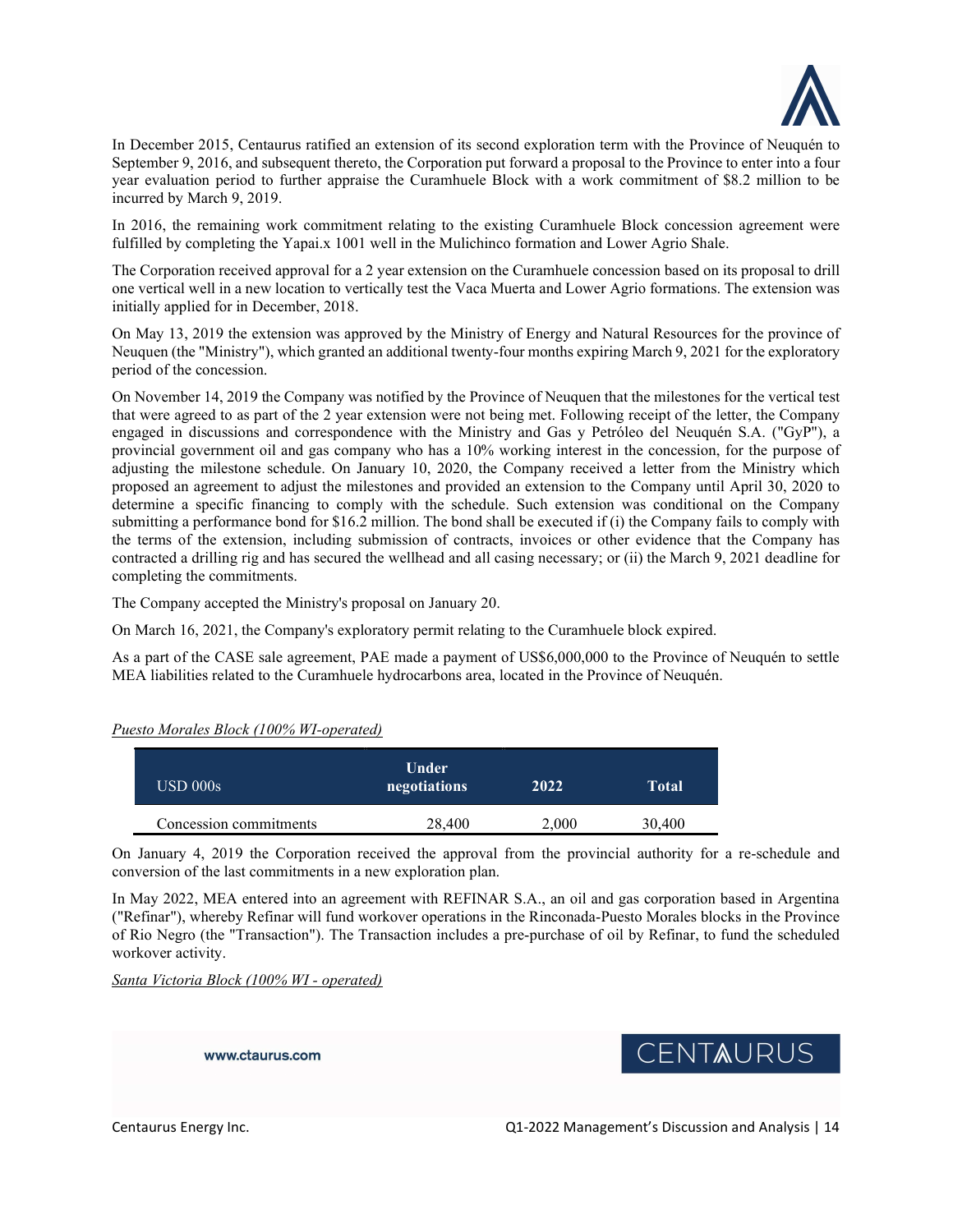In December 2015, Centaurus ratified an extension of its second exploration term with the Province of Neuquén to September 9, 2016, and subsequent thereto, the Corporation put forward a proposal to the Province to enter into a four year evaluation period to further appraise the Curamhuele Block with a work commitment of $8.2 million to be incurred by March 9, 2019.

In 2016, the remaining work commitment relating to the existing Curamhuele Block concession agreement were fulfilled by completing the Yapai.x 1001 well in the Mulichinco formation and Lower Agrio Shale.

The Corporation received approval for a 2 year extension on the Curamhuele concession based on its proposal to drill one vertical well in a new location to vertically test the Vaca Muerta and Lower Agrio formations. The extension was initially applied for in December, 2018.

On May 13, 2019 the extension was approved by the Ministry of Energy and Natural Resources for the province of Neuquen (the "Ministry"), which granted an additional twenty-four months expiring March 9, 2021 for the exploratory period of the concession.

On November 14, 2019 the Company was notified by the Province of Neuquen that the milestones for the vertical test that were agreed to as part of the 2 year extension were not being met. Following receipt of the letter, the Company engaged in discussions and correspondence with the Ministry and Gas y Petróleo del Neuquén S.A. ("GyP"), a provincial government oil and gas company who has a 10% working interest in the concession, for the purpose of adjusting the milestone schedule. On January 10, 2020, the Company received a letter from the Ministry which proposed an agreement to adjust the milestones and provided an extension to the Company until April 30, 2020 to determine a specific financing to comply with the schedule. Such extension was conditional on the Company submitting a performance bond for $16.2 million. The bond shall be executed if (i) the Company fails to comply with the terms of the extension, including submission of contracts, invoices or other evidence that the Company has contracted a drilling rig and has secured the wellhead and all casing necessary; or (ii) the March 9, 2021 deadline for completing the commitments.

The Company accepted the Ministry's proposal on January 20.

On March 16, 2021, the Company's exploratory permit relating to the Curamhuele block expired.

As a part of the CASE sale agreement, PAE made a payment of US$6,000,000 to the Province of Neuquén to settle MEA liabilities related to the Curamhuele hydrocarbons area, located in the Province of Neuquén.

*Puesto Morales Block (100% WI-operated)*

| USD 000s | Under negotiations | 2022 | Total |
|---|---|---|---|
| Concession commitments | 28,400 | 2,000 | 30,400 |

On January 4, 2019 the Corporation received the approval from the provincial authority for a re-schedule and conversion of the last commitments in a new exploration plan.

In May 2022, MEA entered into an agreement with REFINAR S.A., an oil and gas corporation based in Argentina ("Refinar"), whereby Refinar will fund workover operations in the Rinconada-Puesto Morales blocks in the Province of Rio Negro (the "Transaction"). The Transaction includes a pre-purchase of oil by Refinar, to fund the scheduled workover activity.

*Santa Victoria Block (100% WI - operated)*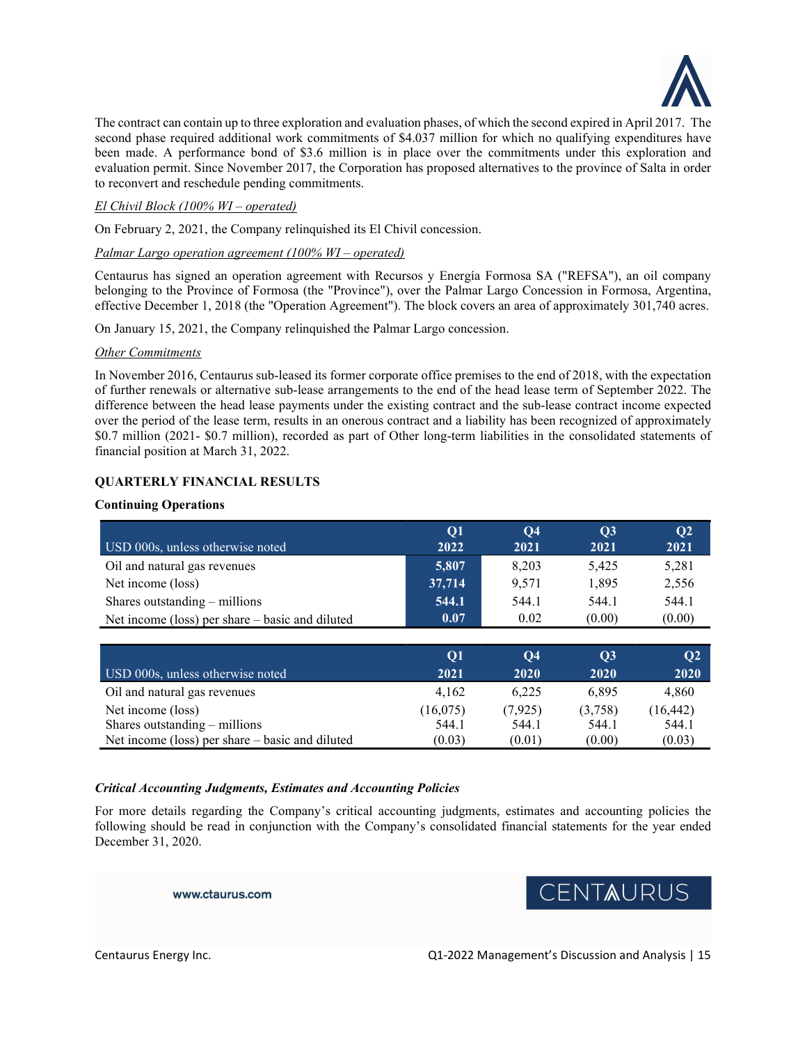The contract can contain up to three exploration and evaluation phases, of which the second expired in April 2017. The second phase required additional work commitments of $4.037 million for which no qualifying expenditures have been made. A performance bond of $3.6 million is in place over the commitments under this exploration and evaluation permit. Since November 2017, the Corporation has proposed alternatives to the province of Salta in order to reconvert and reschedule pending commitments.

*El Chivil Block (100% WI – operated)*

On February 2, 2021, the Company relinquished its El Chivil concession.

*Palmar Largo operation agreement (100% WI – operated)*

Centaurus has signed an operation agreement with Recursos y Energía Formosa SA ("REFSA"), an oil company belonging to the Province of Formosa (the "Province"), over the Palmar Largo Concession in Formosa, Argentina, effective December 1, 2018 (the "Operation Agreement"). The block covers an area of approximately 301,740 acres.

On January 15, 2021, the Company relinquished the Palmar Largo concession.

*Other Commitments*

In November 2016, Centaurus sub-leased its former corporate office premises to the end of 2018, with the expectation of further renewals or alternative sub-lease arrangements to the end of the head lease term of September 2022. The difference between the head lease payments under the existing contract and the sub-lease contract income expected over the period of the lease term, results in an onerous contract and a liability has been recognized of approximately $0.7 million (2021- $0.7 million), recorded as part of Other long-term liabilities in the consolidated statements of financial position at March 31, 2022.

## QUARTERLY FINANCIAL RESULTS

### Continuing Operations

| USD 000s, unless otherwise noted | Q1 2022 | Q4 2021 | Q3 2021 | Q2 2021 |
|---|---|---|---|---|
| Oil and natural gas revenues | **5,807** | 8,203 | 5,425 | 5,281 |
| Net income (loss) | **37,714** | 9,571 | 1,895 | 2,556 |
| Shares outstanding – millions | **544.1** | 544.1 | 544.1 | 544.1 |
| Net income (loss) per share – basic and diluted | **0.07** | 0.02 | (0.00) | (0.00) |

| USD 000s, unless otherwise noted | Q1 2021 | Q4 2020 | Q3 2020 | Q2 2020 |
|---|---|---|---|---|
| Oil and natural gas revenues | 4,162 | 6,225 | 6,895 | 4,860 |
| Net income (loss) | (16,075) | (7,925) | (3,758) | (16,442) |
| Shares outstanding – millions | 544.1 | 544.1 | 544.1 | 544.1 |
| Net income (loss) per share – basic and diluted | (0.03) | (0.01) | (0.00) | (0.03) |

***Critical Accounting Judgments, Estimates and Accounting Policies***

For more details regarding the Company's critical accounting judgments, estimates and accounting policies the following should be read in conjunction with the Company's consolidated financial statements for the year ended December 31, 2020.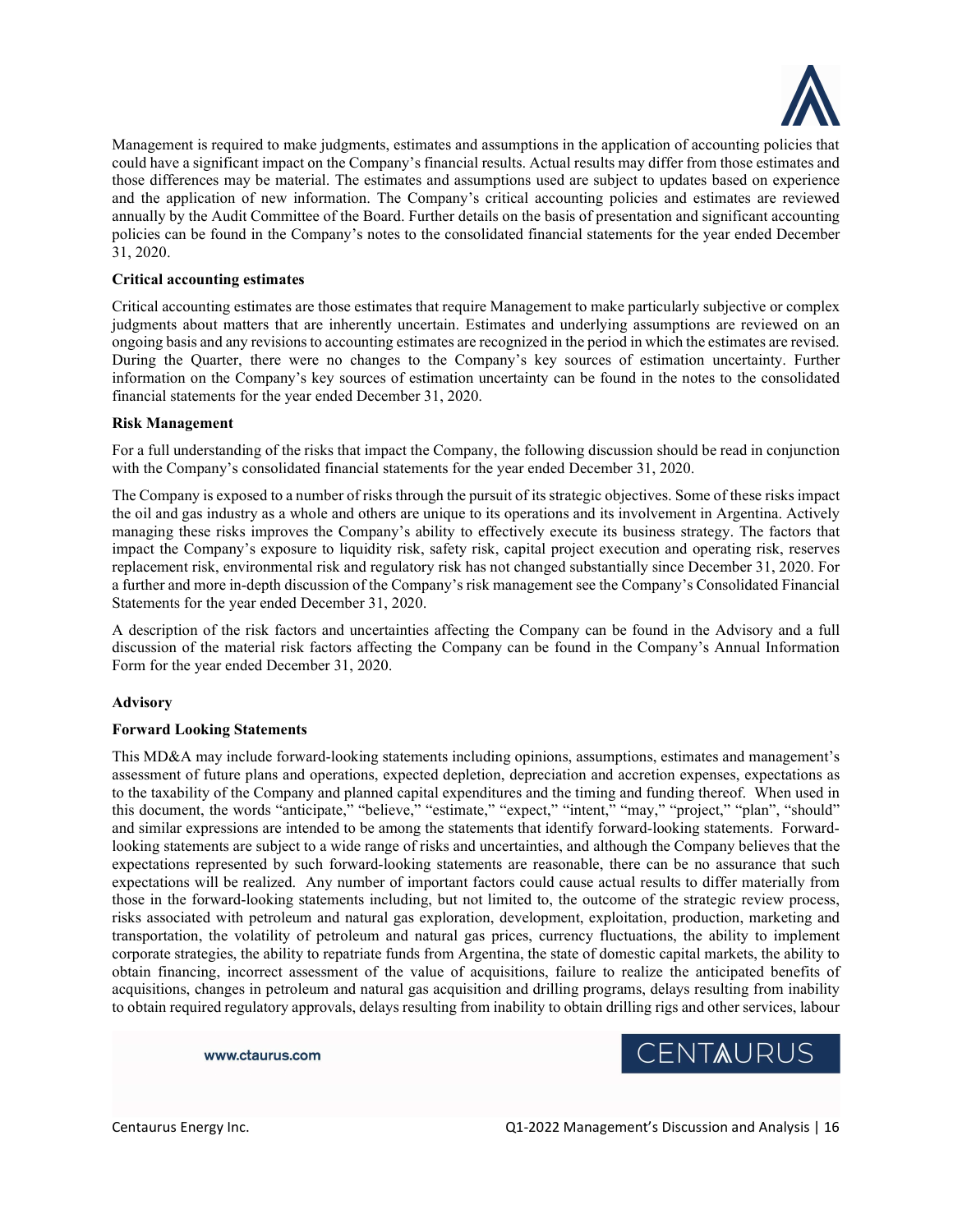Management is required to make judgments, estimates and assumptions in the application of accounting policies that could have a significant impact on the Company's financial results. Actual results may differ from those estimates and those differences may be material. The estimates and assumptions used are subject to updates based on experience and the application of new information. The Company's critical accounting policies and estimates are reviewed annually by the Audit Committee of the Board. Further details on the basis of presentation and significant accounting policies can be found in the Company's notes to the consolidated financial statements for the year ended December 31, 2020.

**Critical accounting estimates**

Critical accounting estimates are those estimates that require Management to make particularly subjective or complex judgments about matters that are inherently uncertain. Estimates and underlying assumptions are reviewed on an ongoing basis and any revisions to accounting estimates are recognized in the period in which the estimates are revised. During the Quarter, there were no changes to the Company's key sources of estimation uncertainty. Further information on the Company's key sources of estimation uncertainty can be found in the notes to the consolidated financial statements for the year ended December 31, 2020.

**Risk Management**

For a full understanding of the risks that impact the Company, the following discussion should be read in conjunction with the Company's consolidated financial statements for the year ended December 31, 2020.

The Company is exposed to a number of risks through the pursuit of its strategic objectives. Some of these risks impact the oil and gas industry as a whole and others are unique to its operations and its involvement in Argentina. Actively managing these risks improves the Company's ability to effectively execute its business strategy. The factors that impact the Company's exposure to liquidity risk, safety risk, capital project execution and operating risk, reserves replacement risk, environmental risk and regulatory risk has not changed substantially since December 31, 2020. For a further and more in-depth discussion of the Company's risk management see the Company's Consolidated Financial Statements for the year ended December 31, 2020.

A description of the risk factors and uncertainties affecting the Company can be found in the Advisory and a full discussion of the material risk factors affecting the Company can be found in the Company's Annual Information Form for the year ended December 31, 2020.

**Advisory**

**Forward Looking Statements**

This MD&A may include forward-looking statements including opinions, assumptions, estimates and management's assessment of future plans and operations, expected depletion, depreciation and accretion expenses, expectations as to the taxability of the Company and planned capital expenditures and the timing and funding thereof. When used in this document, the words "anticipate," "believe," "estimate," "expect," "intent," "may," "project," "plan", "should" and similar expressions are intended to be among the statements that identify forward-looking statements. Forward-looking statements are subject to a wide range of risks and uncertainties, and although the Company believes that the expectations represented by such forward-looking statements are reasonable, there can be no assurance that such expectations will be realized. Any number of important factors could cause actual results to differ materially from those in the forward-looking statements including, but not limited to, the outcome of the strategic review process, risks associated with petroleum and natural gas exploration, development, exploitation, production, marketing and transportation, the volatility of petroleum and natural gas prices, currency fluctuations, the ability to implement corporate strategies, the ability to repatriate funds from Argentina, the state of domestic capital markets, the ability to obtain financing, incorrect assessment of the value of acquisitions, failure to realize the anticipated benefits of acquisitions, changes in petroleum and natural gas acquisition and drilling programs, delays resulting from inability to obtain required regulatory approvals, delays resulting from inability to obtain drilling rigs and other services, labour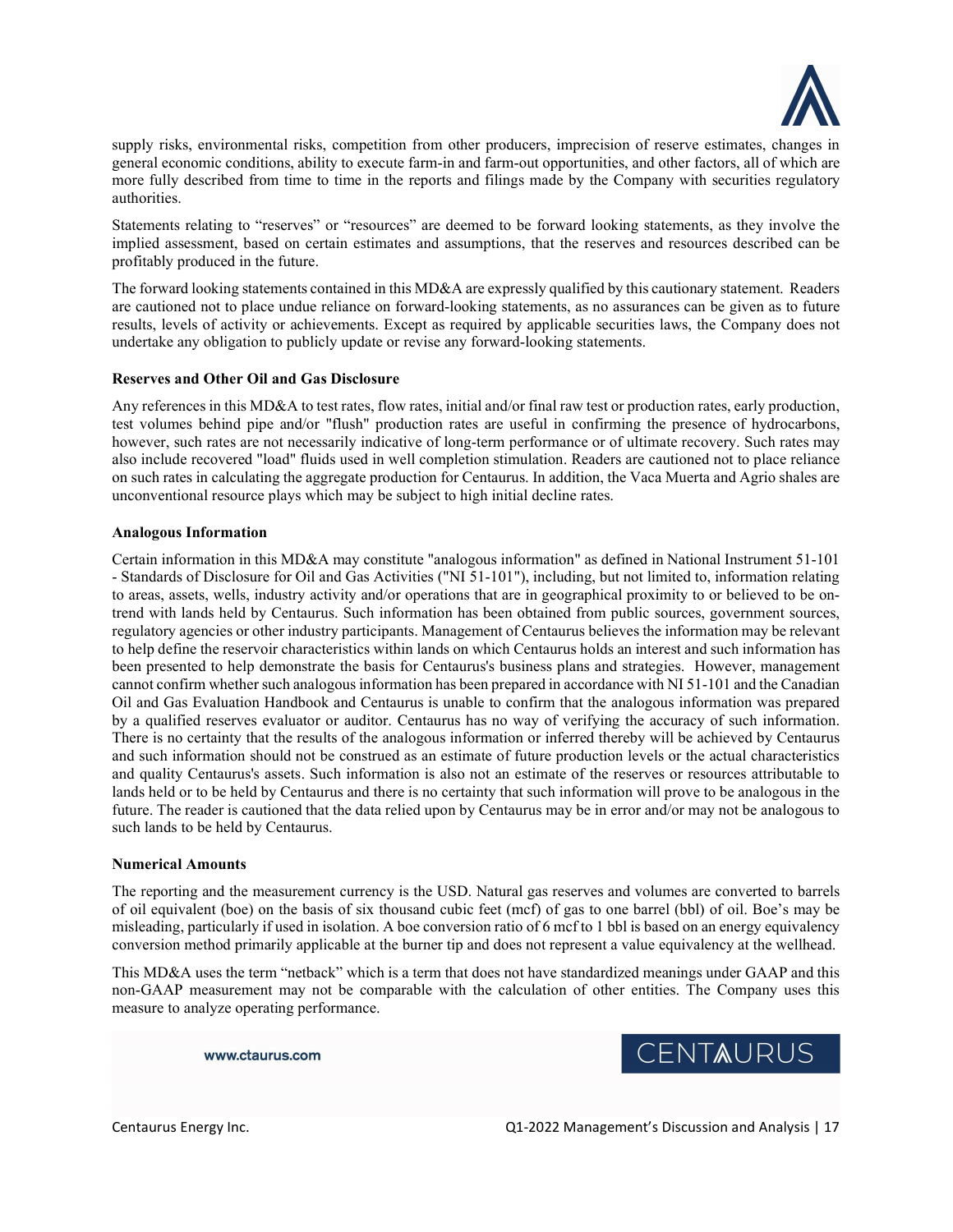supply risks, environmental risks, competition from other producers, imprecision of reserve estimates, changes in general economic conditions, ability to execute farm-in and farm-out opportunities, and other factors, all of which are more fully described from time to time in the reports and filings made by the Company with securities regulatory authorities.

Statements relating to "reserves" or "resources" are deemed to be forward looking statements, as they involve the implied assessment, based on certain estimates and assumptions, that the reserves and resources described can be profitably produced in the future.

The forward looking statements contained in this MD&A are expressly qualified by this cautionary statement. Readers are cautioned not to place undue reliance on forward-looking statements, as no assurances can be given as to future results, levels of activity or achievements. Except as required by applicable securities laws, the Company does not undertake any obligation to publicly update or revise any forward-looking statements.

**Reserves and Other Oil and Gas Disclosure**

Any references in this MD&A to test rates, flow rates, initial and/or final raw test or production rates, early production, test volumes behind pipe and/or "flush" production rates are useful in confirming the presence of hydrocarbons, however, such rates are not necessarily indicative of long-term performance or of ultimate recovery. Such rates may also include recovered "load" fluids used in well completion stimulation. Readers are cautioned not to place reliance on such rates in calculating the aggregate production for Centaurus. In addition, the Vaca Muerta and Agrio shales are unconventional resource plays which may be subject to high initial decline rates.

**Analogous Information**

Certain information in this MD&A may constitute "analogous information" as defined in National Instrument 51-101 - Standards of Disclosure for Oil and Gas Activities ("NI 51-101"), including, but not limited to, information relating to areas, assets, wells, industry activity and/or operations that are in geographical proximity to or believed to be on-trend with lands held by Centaurus. Such information has been obtained from public sources, government sources, regulatory agencies or other industry participants. Management of Centaurus believes the information may be relevant to help define the reservoir characteristics within lands on which Centaurus holds an interest and such information has been presented to help demonstrate the basis for Centaurus's business plans and strategies. However, management cannot confirm whether such analogous information has been prepared in accordance with NI 51-101 and the Canadian Oil and Gas Evaluation Handbook and Centaurus is unable to confirm that the analogous information was prepared by a qualified reserves evaluator or auditor. Centaurus has no way of verifying the accuracy of such information. There is no certainty that the results of the analogous information or inferred thereby will be achieved by Centaurus and such information should not be construed as an estimate of future production levels or the actual characteristics and quality Centaurus's assets. Such information is also not an estimate of the reserves or resources attributable to lands held or to be held by Centaurus and there is no certainty that such information will prove to be analogous in the future. The reader is cautioned that the data relied upon by Centaurus may be in error and/or may not be analogous to such lands to be held by Centaurus.

**Numerical Amounts**

The reporting and the measurement currency is the USD. Natural gas reserves and volumes are converted to barrels of oil equivalent (boe) on the basis of six thousand cubic feet (mcf) of gas to one barrel (bbl) of oil. Boe's may be misleading, particularly if used in isolation. A boe conversion ratio of 6 mcf to 1 bbl is based on an energy equivalency conversion method primarily applicable at the burner tip and does not represent a value equivalency at the wellhead.

This MD&A uses the term "netback" which is a term that does not have standardized meanings under GAAP and this non-GAAP measurement may not be comparable with the calculation of other entities. The Company uses this measure to analyze operating performance.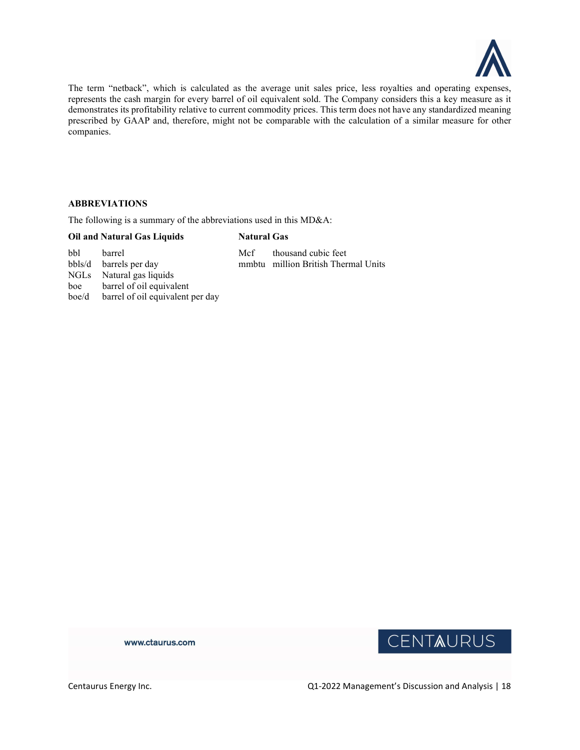The term "netback", which is calculated as the average unit sales price, less royalties and operating expenses, represents the cash margin for every barrel of oil equivalent sold. The Company considers this a key measure as it demonstrates its profitability relative to current commodity prices. This term does not have any standardized meaning prescribed by GAAP and, therefore, might not be comparable with the calculation of a similar measure for other companies.

## ABBREVIATIONS

The following is a summary of the abbreviations used in this MD&A:

**Oil and Natural Gas Liquids**

| | |
|---|---|
| bbl | barrel |
| bbls/d | barrels per day |
| NGLs | Natural gas liquids |
| boe | barrel of oil equivalent |
| boe/d | barrel of oil equivalent per day |

**Natural Gas**

| | |
|---|---|
| Mcf | thousand cubic feet |
| mmbtu | million British Thermal Units |